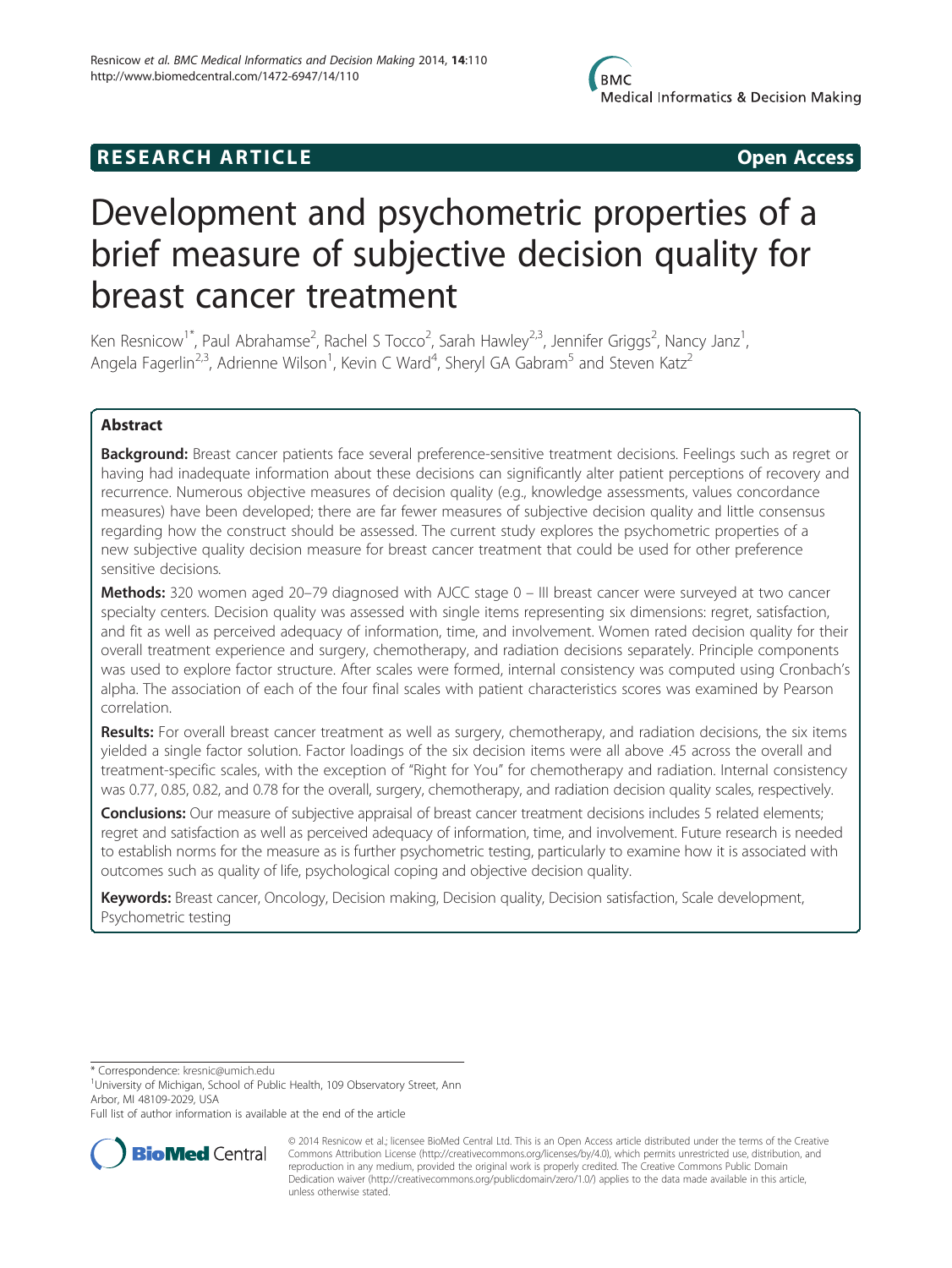**RESEARCH ARTICLE** **Open Access**

# Development and psychometric properties of a brief measure of subjective decision quality for breast cancer treatment

Ken Resnicow[1*], Paul Abrahamse[2], Rachel S Tocco[2], Sarah Hawley[2,3], Jennifer Griggs[2], Nancy Janz[1], Angela Fagerlin[2,3], Adrienne Wilson[1], Kevin C Ward[4], Sheryl GA Gabram[5] and Steven Katz[2]

## Abstract

**Background:** Breast cancer patients face several preference-sensitive treatment decisions. Feelings such as regret or having had inadequate information about these decisions can significantly alter patient perceptions of recovery and recurrence. Numerous objective measures of decision quality (e.g., knowledge assessments, values concordance measures) have been developed; there are far fewer measures of subjective decision quality and little consensus regarding how the construct should be assessed. The current study explores the psychometric properties of a new subjective quality decision measure for breast cancer treatment that could be used for other preference sensitive decisions.

**Methods:** 320 women aged 20–79 diagnosed with AJCC stage 0 – III breast cancer were surveyed at two cancer specialty centers. Decision quality was assessed with single items representing six dimensions: regret, satisfaction, and fit as well as perceived adequacy of information, time, and involvement. Women rated decision quality for their overall treatment experience and surgery, chemotherapy, and radiation decisions separately. Principle components was used to explore factor structure. After scales were formed, internal consistency was computed using Cronbach's alpha. The association of each of the four final scales with patient characteristics scores was examined by Pearson correlation.

**Results:** For overall breast cancer treatment as well as surgery, chemotherapy, and radiation decisions, the six items yielded a single factor solution. Factor loadings of the six decision items were all above .45 across the overall and treatment-specific scales, with the exception of "Right for You" for chemotherapy and radiation. Internal consistency was 0.77, 0.85, 0.82, and 0.78 for the overall, surgery, chemotherapy, and radiation decision quality scales, respectively.

**Conclusions:** Our measure of subjective appraisal of breast cancer treatment decisions includes 5 related elements; regret and satisfaction as well as perceived adequacy of information, time, and involvement. Future research is needed to establish norms for the measure as is further psychometric testing, particularly to examine how it is associated with outcomes such as quality of life, psychological coping and objective decision quality.

**Keywords:** Breast cancer, Oncology, Decision making, Decision quality, Decision satisfaction, Scale development, Psychometric testing

---

* Correspondence: kresnic@umich.edu
[1]University of Michigan, School of Public Health, 109 Observatory Street, Ann Arbor, MI 48109-2029, USA
Full list of author information is available at the end of the article

© 2014 Resnicow et al.; licensee BioMed Central Ltd. This is an Open Access article distributed under the terms of the Creative Commons Attribution License (http://creativecommons.org/licenses/by/4.0), which permits unrestricted use, distribution, and reproduction in any medium, provided the original work is properly credited. The Creative Commons Public Domain Dedication waiver (http://creativecommons.org/publicdomain/zero/1.0/) applies to the data made available in this article, unless otherwise stated.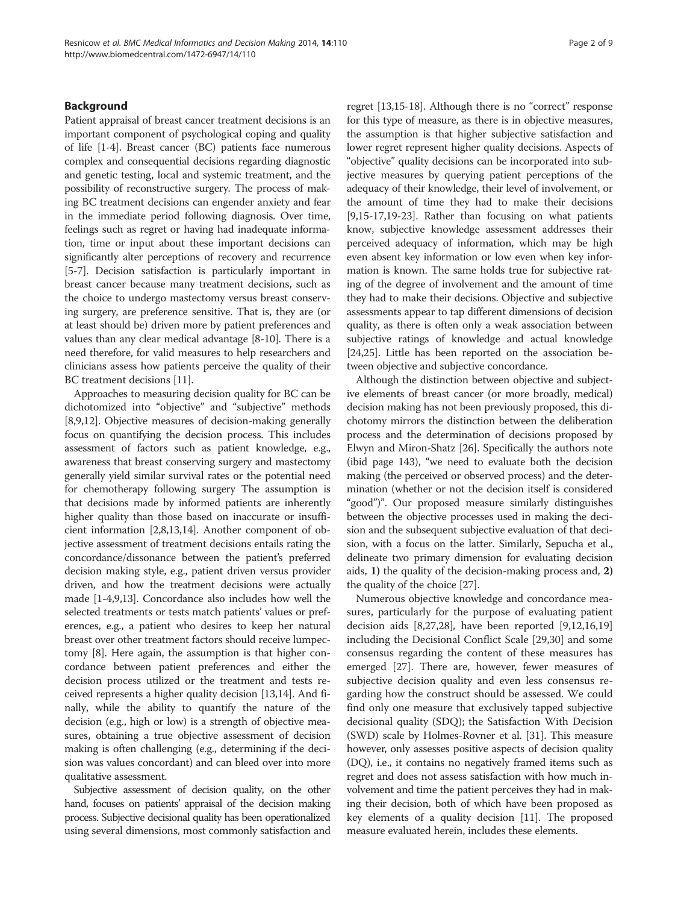## Background

Patient appraisal of breast cancer treatment decisions is an important component of psychological coping and quality of life [1-4]. Breast cancer (BC) patients face numerous complex and consequential decisions regarding diagnostic and genetic testing, local and systemic treatment, and the possibility of reconstructive surgery. The process of making BC treatment decisions can engender anxiety and fear in the immediate period following diagnosis. Over time, feelings such as regret or having had inadequate information, time or input about these important decisions can significantly alter perceptions of recovery and recurrence [5-7]. Decision satisfaction is particularly important in breast cancer because many treatment decisions, such as the choice to undergo mastectomy versus breast conserving surgery, are preference sensitive. That is, they are (or at least should be) driven more by patient preferences and values than any clear medical advantage [8-10]. There is a need therefore, for valid measures to help researchers and clinicians assess how patients perceive the quality of their BC treatment decisions [11].

Approaches to measuring decision quality for BC can be dichotomized into "objective" and "subjective" methods [8,9,12]. Objective measures of decision-making generally focus on quantifying the decision process. This includes assessment of factors such as patient knowledge, e.g., awareness that breast conserving surgery and mastectomy generally yield similar survival rates or the potential need for chemotherapy following surgery The assumption is that decisions made by informed patients are inherently higher quality than those based on inaccurate or insufficient information [2,8,13,14]. Another component of objective assessment of treatment decisions entails rating the concordance/dissonance between the patient's preferred decision making style, e.g., patient driven versus provider driven, and how the treatment decisions were actually made [1-4,9,13]. Concordance also includes how well the selected treatments or tests match patients' values or preferences, e.g., a patient who desires to keep her natural breast over other treatment factors should receive lumpectomy [8]. Here again, the assumption is that higher concordance between patient preferences and either the decision process utilized or the treatment and tests received represents a higher quality decision [13,14]. And finally, while the ability to quantify the nature of the decision (e.g., high or low) is a strength of objective measures, obtaining a true objective assessment of decision making is often challenging (e.g., determining if the decision was values concordant) and can bleed over into more qualitative assessment.

Subjective assessment of decision quality, on the other hand, focuses on patients' appraisal of the decision making process. Subjective decisional quality has been operationalized using several dimensions, most commonly satisfaction and regret [13,15-18]. Although there is no "correct" response for this type of measure, as there is in objective measures, the assumption is that higher subjective satisfaction and lower regret represent higher quality decisions. Aspects of "objective" quality decisions can be incorporated into subjective measures by querying patient perceptions of the adequacy of their knowledge, their level of involvement, or the amount of time they had to make their decisions [9,15-17,19-23]. Rather than focusing on what patients know, subjective knowledge assessment addresses their perceived adequacy of information, which may be high even absent key information or low even when key information is known. The same holds true for subjective rating of the degree of involvement and the amount of time they had to make their decisions. Objective and subjective assessments appear to tap different dimensions of decision quality, as there is often only a weak association between subjective ratings of knowledge and actual knowledge [24,25]. Little has been reported on the association between objective and subjective concordance.

Although the distinction between objective and subjective elements of breast cancer (or more broadly, medical) decision making has not been previously proposed, this dichotomy mirrors the distinction between the deliberation process and the determination of decisions proposed by Elwyn and Miron-Shatz [26]. Specifically the authors note (ibid page 143), "we need to evaluate both the decision making (the perceived or observed process) and the determination (whether or not the decision itself is considered "good")". Our proposed measure similarly distinguishes between the objective processes used in making the decision and the subsequent subjective evaluation of that decision, with a focus on the latter. Similarly, Sepucha et al., delineate two primary dimension for evaluating decision aids, **1)** the quality of the decision-making process and, **2)** the quality of the choice [27].

Numerous objective knowledge and concordance measures, particularly for the purpose of evaluating patient decision aids [8,27,28], have been reported [9,12,16,19] including the Decisional Conflict Scale [29,30] and some consensus regarding the content of these measures has emerged [27]. There are, however, fewer measures of subjective decision quality and even less consensus regarding how the construct should be assessed. We could find only one measure that exclusively tapped subjective decisional quality (SDQ); the Satisfaction With Decision (SWD) scale by Holmes-Rovner et al. [31]. This measure however, only assesses positive aspects of decision quality (DQ), i.e., it contains no negatively framed items such as regret and does not assess satisfaction with how much involvement and time the patient perceives they had in making their decision, both of which have been proposed as key elements of a quality decision [11]. The proposed measure evaluated herein, includes these elements.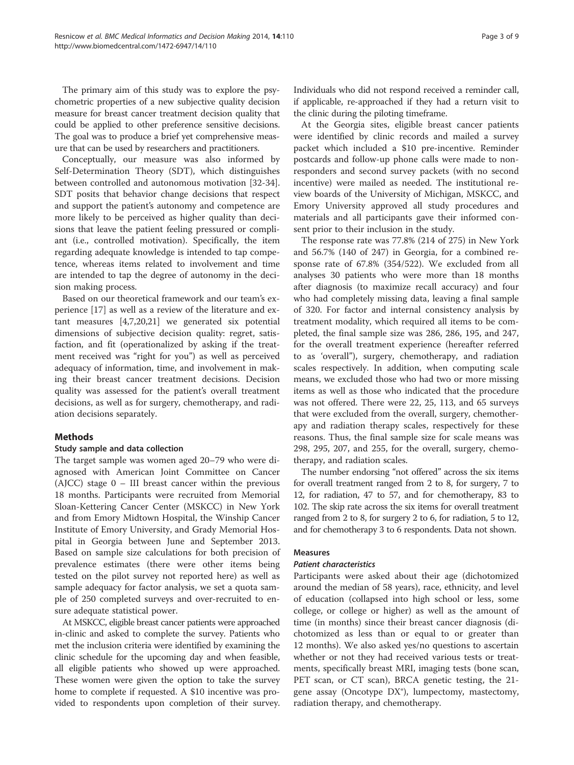The primary aim of this study was to explore the psychometric properties of a new subjective quality decision measure for breast cancer treatment decision quality that could be applied to other preference sensitive decisions. The goal was to produce a brief yet comprehensive measure that can be used by researchers and practitioners.

Conceptually, our measure was also informed by Self-Determination Theory (SDT), which distinguishes between controlled and autonomous motivation [32-34]. SDT posits that behavior change decisions that respect and support the patient's autonomy and competence are more likely to be perceived as higher quality than decisions that leave the patient feeling pressured or compliant (i.e., controlled motivation). Specifically, the item regarding adequate knowledge is intended to tap competence, whereas items related to involvement and time are intended to tap the degree of autonomy in the decision making process.

Based on our theoretical framework and our team's experience [17] as well as a review of the literature and extant measures [4,7,20,21] we generated six potential dimensions of subjective decision quality: regret, satisfaction, and fit (operationalized by asking if the treatment received was "right for you") as well as perceived adequacy of information, time, and involvement in making their breast cancer treatment decisions. Decision quality was assessed for the patient's overall treatment decisions, as well as for surgery, chemotherapy, and radiation decisions separately.

## Methods

### Study sample and data collection

The target sample was women aged 20–79 who were diagnosed with American Joint Committee on Cancer (AJCC) stage 0 – III breast cancer within the previous 18 months. Participants were recruited from Memorial Sloan-Kettering Cancer Center (MSKCC) in New York and from Emory Midtown Hospital, the Winship Cancer Institute of Emory University, and Grady Memorial Hospital in Georgia between June and September 2013. Based on sample size calculations for both precision of prevalence estimates (there were other items being tested on the pilot survey not reported here) as well as sample adequacy for factor analysis, we set a quota sample of 250 completed surveys and over-recruited to ensure adequate statistical power.

At MSKCC, eligible breast cancer patients were approached in-clinic and asked to complete the survey. Patients who met the inclusion criteria were identified by examining the clinic schedule for the upcoming day and when feasible, all eligible patients who showed up were approached. These women were given the option to take the survey home to complete if requested. A $10 incentive was provided to respondents upon completion of their survey. Individuals who did not respond received a reminder call, if applicable, re-approached if they had a return visit to the clinic during the piloting timeframe.

At the Georgia sites, eligible breast cancer patients were identified by clinic records and mailed a survey packet which included a $10 pre-incentive. Reminder postcards and follow-up phone calls were made to non-responders and second survey packets (with no second incentive) were mailed as needed. The institutional review boards of the University of Michigan, MSKCC, and Emory University approved all study procedures and materials and all participants gave their informed consent prior to their inclusion in the study.

The response rate was 77.8% (214 of 275) in New York and 56.7% (140 of 247) in Georgia, for a combined response rate of 67.8% (354/522). We excluded from all analyses 30 patients who were more than 18 months after diagnosis (to maximize recall accuracy) and four who had completely missing data, leaving a final sample of 320. For factor and internal consistency analysis by treatment modality, which required all items to be completed, the final sample size was 286, 286, 195, and 247, for the overall treatment experience (hereafter referred to as 'overall'), surgery, chemotherapy, and radiation scales respectively. In addition, when computing scale means, we excluded those who had two or more missing items as well as those who indicated that the procedure was not offered. There were 22, 25, 113, and 65 surveys that were excluded from the overall, surgery, chemotherapy and radiation therapy scales, respectively for these reasons. Thus, the final sample size for scale means was 298, 295, 207, and 255, for the overall, surgery, chemotherapy, and radiation scales.

The number endorsing "not offered" across the six items for overall treatment ranged from 2 to 8, for surgery, 7 to 12, for radiation, 47 to 57, and for chemotherapy, 83 to 102. The skip rate across the six items for overall treatment ranged from 2 to 8, for surgery 2 to 6, for radiation, 5 to 12, and for chemotherapy 3 to 6 respondents. Data not shown.

### Measures

#### *Patient characteristics*

Participants were asked about their age (dichotomized around the median of 58 years), race, ethnicity, and level of education (collapsed into high school or less, some college, or college or higher) as well as the amount of time (in months) since their breast cancer diagnosis (dichotomized as less than or equal to or greater than 12 months). We also asked yes/no questions to ascertain whether or not they had received various tests or treatments, specifically breast MRI, imaging tests (bone scan, PET scan, or CT scan), BRCA genetic testing, the 21-gene assay (Oncotype DX®), lumpectomy, mastectomy, radiation therapy, and chemotherapy.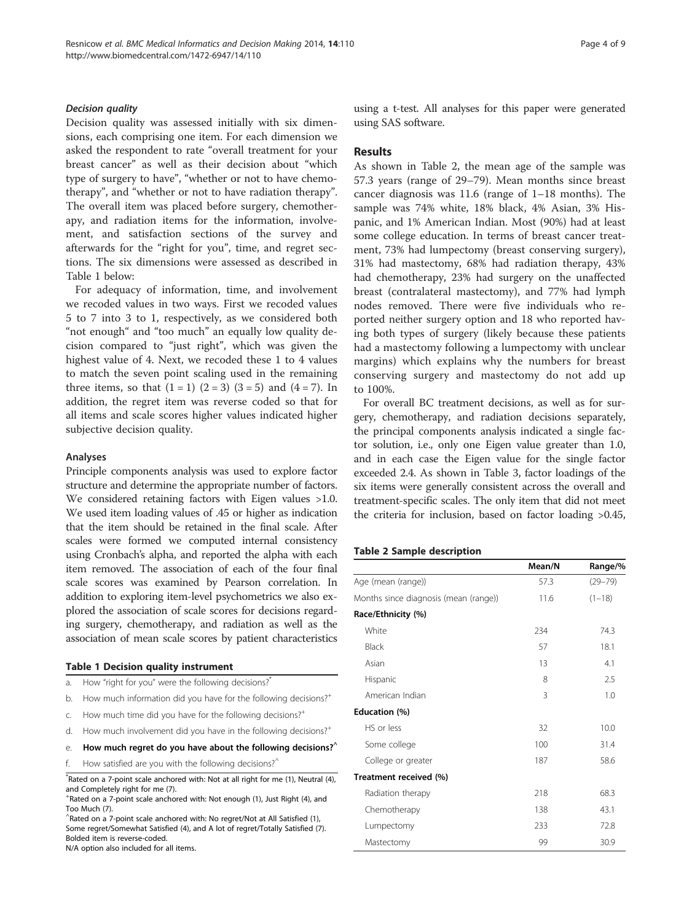### Decision quality

Decision quality was assessed initially with six dimensions, each comprising one item. For each dimension we asked the respondent to rate "overall treatment for your breast cancer" as well as their decision about "which type of surgery to have", "whether or not to have chemotherapy", and "whether or not to have radiation therapy". The overall item was placed before surgery, chemotherapy, and radiation items for the information, involvement, and satisfaction sections of the survey and afterwards for the "right for you", time, and regret sections. The six dimensions were assessed as described in Table 1 below:

For adequacy of information, time, and involvement we recoded values in two ways. First we recoded values 5 to 7 into 3 to 1, respectively, as we considered both "not enough" and "too much" an equally low quality decision compared to "just right", which was given the highest value of 4. Next, we recoded these 1 to 4 values to match the seven point scaling used in the remaining three items, so that (1 = 1) (2 = 3) (3 = 5) and (4 = 7). In addition, the regret item was reverse coded so that for all items and scale scores higher values indicated higher subjective decision quality.

### Analyses

Principle components analysis was used to explore factor structure and determine the appropriate number of factors. We considered retaining factors with Eigen values >1.0. We used item loading values of .45 or higher as indication that the item should be retained in the final scale. After scales were formed we computed internal consistency using Cronbach's alpha, and reported the alpha with each item removed. The association of each of the four final scale scores was examined by Pearson correlation. In addition to exploring item-level psychometrics we also explored the association of scale scores for decisions regarding surgery, chemotherapy, and radiation as well as the association of mean scale scores by patient characteristics using a t-test. All analyses for this paper were generated using SAS software.

**Table 1 Decision quality instrument**

a. How "right for you" were the following decisions?*

b. How much information did you have for the following decisions?+

c. How much time did you have for the following decisions?+

d. How much involvement did you have in the following decisions?+

e. **How much regret do you have about the following decisions?^**

f. How satisfied are you with the following decisions?^

*Rated on a 7-point scale anchored with: Not at all right for me (1), Neutral (4), and Completely right for me (7).
+Rated on a 7-point scale anchored with: Not enough (1), Just Right (4), and Too Much (7).
^Rated on a 7-point scale anchored with: No regret/Not at All Satisfied (1), Some regret/Somewhat Satisfied (4), and A lot of regret/Totally Satisfied (7).
Bolded item is reverse-coded.
N/A option also included for all items.

## Results

As shown in Table 2, the mean age of the sample was 57.3 years (range of 29–79). Mean months since breast cancer diagnosis was 11.6 (range of 1–18 months). The sample was 74% white, 18% black, 4% Asian, 3% Hispanic, and 1% American Indian. Most (90%) had at least some college education. In terms of breast cancer treatment, 73% had lumpectomy (breast conserving surgery), 31% had mastectomy, 68% had radiation therapy, 43% had chemotherapy, 23% had surgery on the unaffected breast (contralateral mastectomy), and 77% had lymph nodes removed. There were five individuals who reported neither surgery option and 18 who reported having both types of surgery (likely because these patients had a mastectomy following a lumpectomy with unclear margins) which explains why the numbers for breast conserving surgery and mastectomy do not add up to 100%.

For overall BC treatment decisions, as well as for surgery, chemotherapy, and radiation decisions separately, the principal components analysis indicated a single factor solution, i.e., only one Eigen value greater than 1.0, and in each case the Eigen value for the single factor exceeded 2.4. As shown in Table 3, factor loadings of the six items were generally consistent across the overall and treatment-specific scales. The only item that did not meet the criteria for inclusion, based on factor loading >0.45,

**Table 2 Sample description**

| | Mean/N | Range/% |
|---|---|---|
| Age (mean (range)) | 57.3 | (29–79) |
| Months since diagnosis (mean (range)) | 11.6 | (1–18) |
| **Race/Ethnicity (%)** | | |
| White | 234 | 74.3 |
| Black | 57 | 18.1 |
| Asian | 13 | 4.1 |
| Hispanic | 8 | 2.5 |
| American Indian | 3 | 1.0 |
| **Education (%)** | | |
| HS or less | 32 | 10.0 |
| Some college | 100 | 31.4 |
| College or greater | 187 | 58.6 |
| **Treatment received (%)** | | |
| Radiation therapy | 218 | 68.3 |
| Chemotherapy | 138 | 43.1 |
| Lumpectomy | 233 | 72.8 |
| Mastectomy | 99 | 30.9 |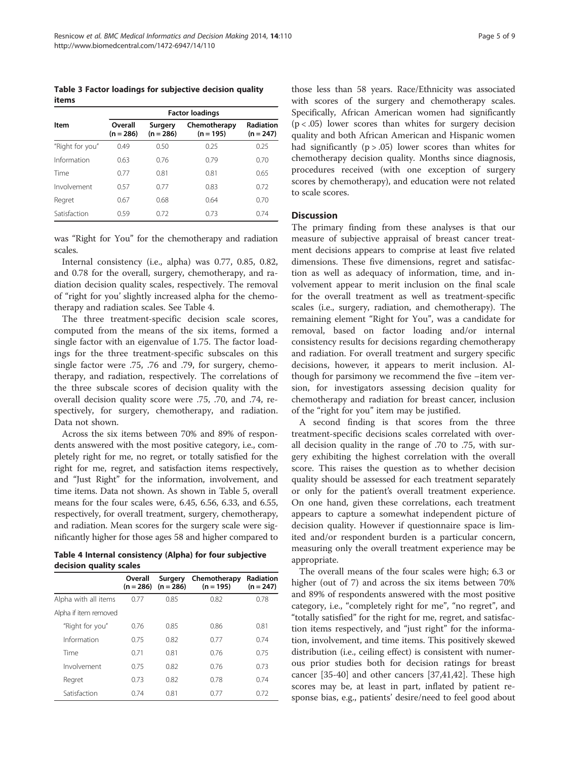**Table 3 Factor loadings for subjective decision quality items**

| Item | Factor loadings | | | |
|---|---|---|---|---|
| | Overall (n = 286) | Surgery (n = 286) | Chemotherapy (n = 195) | Radiation (n = 247) |
| "Right for you" | 0.49 | 0.50 | 0.25 | 0.25 |
| Information | 0.63 | 0.76 | 0.79 | 0.70 |
| Time | 0.77 | 0.81 | 0.81 | 0.65 |
| Involvement | 0.57 | 0.77 | 0.83 | 0.72 |
| Regret | 0.67 | 0.68 | 0.64 | 0.70 |
| Satisfaction | 0.59 | 0.72 | 0.73 | 0.74 |

was "Right for You" for the chemotherapy and radiation scales.

Internal consistency (i.e., alpha) was 0.77, 0.85, 0.82, and 0.78 for the overall, surgery, chemotherapy, and radiation decision quality scales, respectively. The removal of "right for you' slightly increased alpha for the chemotherapy and radiation scales. See Table 4.

The three treatment-specific decision scale scores, computed from the means of the six items, formed a single factor with an eigenvalue of 1.75. The factor loadings for the three treatment-specific subscales on this single factor were .75, .76 and .79, for surgery, chemotherapy, and radiation, respectively. The correlations of the three subscale scores of decision quality with the overall decision quality score were .75, .70, and .74, respectively, for surgery, chemotherapy, and radiation. Data not shown.

Across the six items between 70% and 89% of respondents answered with the most positive category, i.e., completely right for me, no regret, or totally satisfied for the right for me, regret, and satisfaction items respectively, and "Just Right" for the information, involvement, and time items. Data not shown. As shown in Table 5, overall means for the four scales were, 6.45, 6.56, 6.33, and 6.55, respectively, for overall treatment, surgery, chemotherapy, and radiation. Mean scores for the surgery scale were significantly higher for those ages 58 and higher compared to those less than 58 years. Race/Ethnicity was associated with scores of the surgery and chemotherapy scales. Specifically, African American women had significantly ($p < .05$) lower scores than whites for surgery decision quality and both African American and Hispanic women had significantly ($p > .05$) lower scores than whites for chemotherapy decision quality. Months since diagnosis, procedures received (with one exception of surgery scores by chemotherapy), and education were not related to scale scores.

**Table 4 Internal consistency (Alpha) for four subjective decision quality scales**

| | Overall (n = 286) | Surgery (n = 286) | Chemotherapy (n = 195) | Radiation (n = 247) |
|---|---|---|---|---|
| Alpha with all items | 0.77 | 0.85 | 0.82 | 0.78 |
| Alpha if item removed | | | | |
| "Right for you" | 0.76 | 0.85 | 0.86 | 0.81 |
| Information | 0.75 | 0.82 | 0.77 | 0.74 |
| Time | 0.71 | 0.81 | 0.76 | 0.75 |
| Involvement | 0.75 | 0.82 | 0.76 | 0.73 |
| Regret | 0.73 | 0.82 | 0.78 | 0.74 |
| Satisfaction | 0.74 | 0.81 | 0.77 | 0.72 |

## Discussion

The primary finding from these analyses is that our measure of subjective appraisal of breast cancer treatment decisions appears to comprise at least five related dimensions. These five dimensions, regret and satisfaction as well as adequacy of information, time, and involvement appear to merit inclusion on the final scale for the overall treatment as well as treatment-specific scales (i.e., surgery, radiation, and chemotherapy). The remaining element "Right for You", was a candidate for removal, based on factor loading and/or internal consistency results for decisions regarding chemotherapy and radiation. For overall treatment and surgery specific decisions, however, it appears to merit inclusion. Although for parsimony we recommend the five –item version, for investigators assessing decision quality for chemotherapy and radiation for breast cancer, inclusion of the "right for you" item may be justified.

A second finding is that scores from the three treatment-specific decisions scales correlated with overall decision quality in the range of .70 to .75, with surgery exhibiting the highest correlation with the overall score. This raises the question as to whether decision quality should be assessed for each treatment separately or only for the patient's overall treatment experience. On one hand, given these correlations, each treatment appears to capture a somewhat independent picture of decision quality. However if questionnaire space is limited and/or respondent burden is a particular concern, measuring only the overall treatment experience may be appropriate.

The overall means of the four scales were high; 6.3 or higher (out of 7) and across the six items between 70% and 89% of respondents answered with the most positive category, i.e., "completely right for me", "no regret", and "totally satisfied" for the right for me, regret, and satisfaction items respectively, and "just right" for the information, involvement, and time items. This positively skewed distribution (i.e., ceiling effect) is consistent with numerous prior studies both for decision ratings for breast cancer [35-40] and other cancers [37,41,42]. These high scores may be, at least in part, inflated by patient response bias, e.g., patients' desire/need to feel good about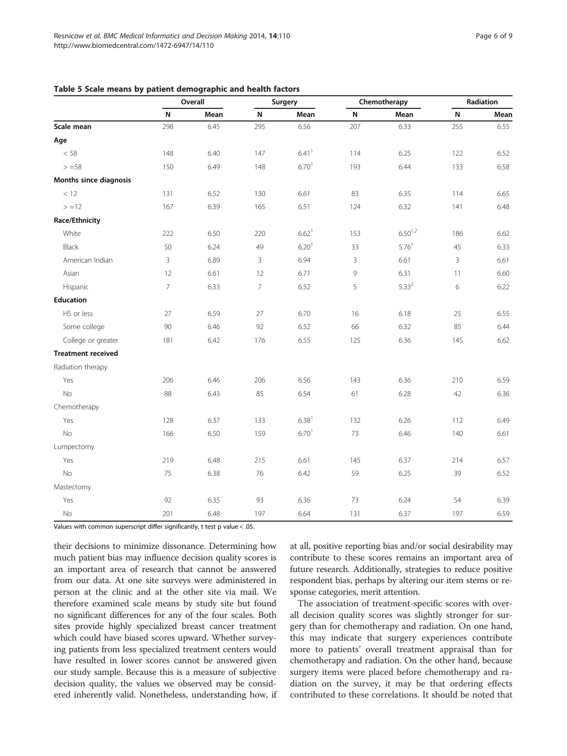**Table 5 Scale means by patient demographic and health factors**

| | Overall | | Surgery | | Chemotherapy | | Radiation | |
|---|---|---|---|---|---|---|---|---|
| | N | Mean | N | Mean | N | Mean | N | Mean |
| **Scale mean** | 298 | 6.45 | 295 | 6.56 | 207 | 6.33 | 255 | 6.55 |
| **Age** | | | | | | | | |
| < 58 | 148 | 6.40 | 147 | 6.41[1] | 114 | 6.25 | 122 | 6.52 |
| > =58 | 150 | 6.49 | 148 | 6.70[1] | 193 | 6.44 | 133 | 6.58 |
| **Months since diagnosis** | | | | | | | | |
| < 12 | 131 | 6.52 | 130 | 6.61 | 83 | 6.35 | 114 | 6.65 |
| > =12 | 167 | 6.39 | 165 | 6.51 | 124 | 6.32 | 141 | 6.48 |
| **Race/Ethnicity** | | | | | | | | |
| White | 222 | 6.50 | 220 | 6.62[1] | 153 | 6.50[1,2] | 186 | 6.62 |
| Black | 50 | 6.24 | 49 | 6.20[1] | 33 | 5.76[1] | 45 | 6.33 |
| American Indian | 3 | 6.89 | 3 | 6.94 | 3 | 6.61 | 3 | 6.61 |
| Asian | 12 | 6.61 | 12 | 6.71 | 9 | 6.31 | 11 | 6.60 |
| Hispanic | 7 | 6.33 | 7 | 6.52 | 5 | 5.33[2] | 6 | 6.22 |
| **Education** | | | | | | | | |
| HS or less | 27 | 6.59 | 27 | 6.70 | 16 | 6.18 | 25 | 6.55 |
| Some college | 90 | 6.46 | 92 | 6.52 | 66 | 6.32 | 85 | 6.44 |
| College or greater | 181 | 6.42 | 176 | 6.55 | 125 | 6.36 | 145 | 6.62 |
| **Treatment received** | | | | | | | | |
| Radiation therapy | | | | | | | | |
| Yes | 206 | 6.46 | 206 | 6.56 | 143 | 6.36 | 210 | 6.59 |
| No | 88 | 6.43 | 85 | 6.54 | 61 | 6.28 | 42 | 6.36 |
| Chemotherapy | | | | | | | | |
| Yes | 128 | 6.37 | 133 | 6.38[1] | 132 | 6.26 | 112 | 6.49 |
| No | 166 | 6.50 | 159 | 6.70[1] | 73 | 6.46 | 140 | 6.61 |
| Lumpectomy | | | | | | | | |
| Yes | 219 | 6.48 | 215 | 6.61 | 145 | 6.37 | 214 | 6.57 |
| No | 75 | 6.38 | 76 | 6.42 | 59 | 6.25 | 39 | 6.52 |
| Mastectomy | | | | | | | | |
| Yes | 92 | 6.35 | 93 | 6.36 | 73 | 6.24 | 54 | 6.39 |
| No | 201 | 6.48 | 197 | 6.64 | 131 | 6.37 | 197 | 6.59 |

Values with common superscript differ significantly, t test p value < .05.

their decisions to minimize dissonance. Determining how much patient bias may influence decision quality scores is an important area of research that cannot be answered from our data. At one site surveys were administered in person at the clinic and at the other site via mail. We therefore examined scale means by study site but found no significant differences for any of the four scales. Both sites provide highly specialized breast cancer treatment which could have biased scores upward. Whether surveying patients from less specialized treatment centers would have resulted in lower scores cannot be answered given our study sample. Because this is a measure of subjective decision quality, the values we observed may be considered inherently valid. Nonetheless, understanding how, if at all, positive reporting bias and/or social desirability may contribute to these scores remains an important area of future research. Additionally, strategies to reduce positive respondent bias, perhaps by altering our item stems or response categories, merit attention.

The association of treatment-specific scores with overall decision quality scores was slightly stronger for surgery than for chemotherapy and radiation. On one hand, this may indicate that surgery experiences contribute more to patients' overall treatment appraisal than for chemotherapy and radiation. On the other hand, because surgery items were placed before chemotherapy and radiation on the survey, it may be that ordering effects contributed to these correlations. It should be noted that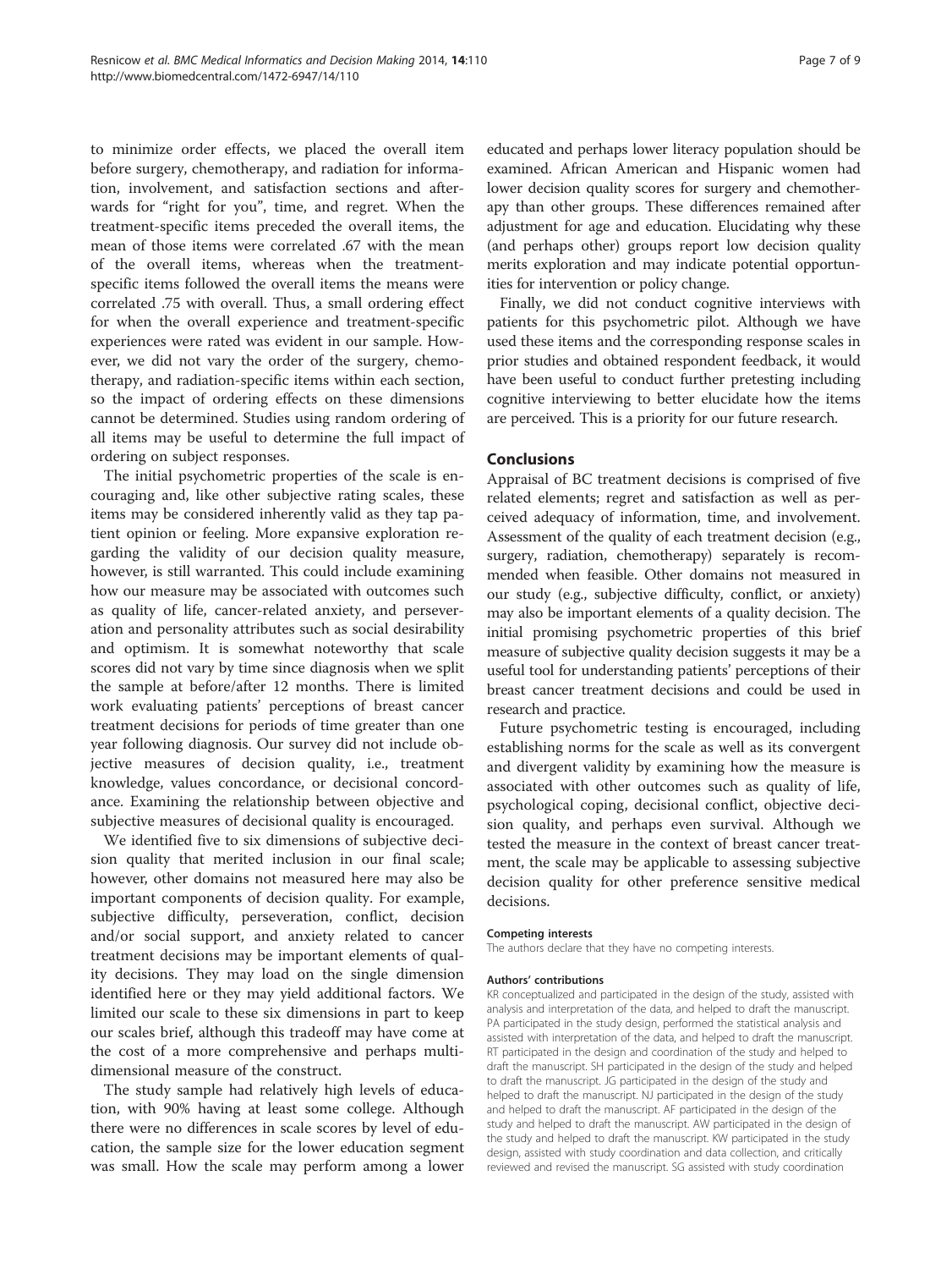to minimize order effects, we placed the overall item before surgery, chemotherapy, and radiation for information, involvement, and satisfaction sections and afterwards for "right for you", time, and regret. When the treatment-specific items preceded the overall items, the mean of those items were correlated .67 with the mean of the overall items, whereas when the treatment-specific items followed the overall items the means were correlated .75 with overall. Thus, a small ordering effect for when the overall experience and treatment-specific experiences were rated was evident in our sample. However, we did not vary the order of the surgery, chemotherapy, and radiation-specific items within each section, so the impact of ordering effects on these dimensions cannot be determined. Studies using random ordering of all items may be useful to determine the full impact of ordering on subject responses.

The initial psychometric properties of the scale is encouraging and, like other subjective rating scales, these items may be considered inherently valid as they tap patient opinion or feeling. More expansive exploration regarding the validity of our decision quality measure, however, is still warranted. This could include examining how our measure may be associated with outcomes such as quality of life, cancer-related anxiety, and perseveration and personality attributes such as social desirability and optimism. It is somewhat noteworthy that scale scores did not vary by time since diagnosis when we split the sample at before/after 12 months. There is limited work evaluating patients' perceptions of breast cancer treatment decisions for periods of time greater than one year following diagnosis. Our survey did not include objective measures of decision quality, i.e., treatment knowledge, values concordance, or decisional concordance. Examining the relationship between objective and subjective measures of decisional quality is encouraged.

We identified five to six dimensions of subjective decision quality that merited inclusion in our final scale; however, other domains not measured here may also be important components of decision quality. For example, subjective difficulty, perseveration, conflict, decision and/or social support, and anxiety related to cancer treatment decisions may be important elements of quality decisions. They may load on the single dimension identified here or they may yield additional factors. We limited our scale to these six dimensions in part to keep our scales brief, although this tradeoff may have come at the cost of a more comprehensive and perhaps multi-dimensional measure of the construct.

The study sample had relatively high levels of education, with 90% having at least some college. Although there were no differences in scale scores by level of education, the sample size for the lower education segment was small. How the scale may perform among a lower educated and perhaps lower literacy population should be examined. African American and Hispanic women had lower decision quality scores for surgery and chemotherapy than other groups. These differences remained after adjustment for age and education. Elucidating why these (and perhaps other) groups report low decision quality merits exploration and may indicate potential opportunities for intervention or policy change.

Finally, we did not conduct cognitive interviews with patients for this psychometric pilot. Although we have used these items and the corresponding response scales in prior studies and obtained respondent feedback, it would have been useful to conduct further pretesting including cognitive interviewing to better elucidate how the items are perceived. This is a priority for our future research.

## Conclusions

Appraisal of BC treatment decisions is comprised of five related elements; regret and satisfaction as well as perceived adequacy of information, time, and involvement. Assessment of the quality of each treatment decision (e.g., surgery, radiation, chemotherapy) separately is recommended when feasible. Other domains not measured in our study (e.g., subjective difficulty, conflict, or anxiety) may also be important elements of a quality decision. The initial promising psychometric properties of this brief measure of subjective quality decision suggests it may be a useful tool for understanding patients' perceptions of their breast cancer treatment decisions and could be used in research and practice.

Future psychometric testing is encouraged, including establishing norms for the scale as well as its convergent and divergent validity by examining how the measure is associated with other outcomes such as quality of life, psychological coping, decisional conflict, objective decision quality, and perhaps even survival. Although we tested the measure in the context of breast cancer treatment, the scale may be applicable to assessing subjective decision quality for other preference sensitive medical decisions.

#### Competing interests

The authors declare that they have no competing interests.

#### Authors' contributions

KR conceptualized and participated in the design of the study, assisted with analysis and interpretation of the data, and helped to draft the manuscript. PA participated in the study design, performed the statistical analysis and assisted with interpretation of the data, and helped to draft the manuscript. RT participated in the design and coordination of the study and helped to draft the manuscript. SH participated in the design of the study and helped to draft the manuscript. JG participated in the design of the study and helped to draft the manuscript. NJ participated in the design of the study and helped to draft the manuscript. AF participated in the design of the study and helped to draft the manuscript. AW participated in the design of the study and helped to draft the manuscript. KW participated in the study design, assisted with study coordination and data collection, and critically reviewed and revised the manuscript. SG assisted with study coordination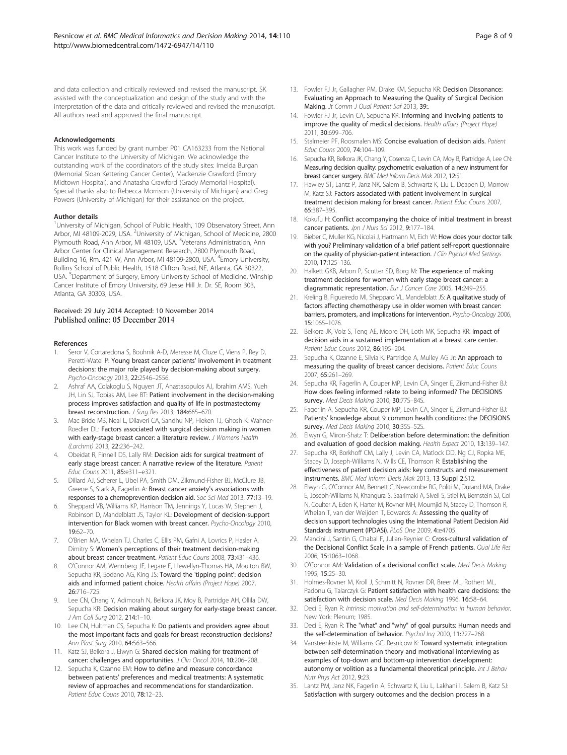and data collection and critically reviewed and revised the manuscript. SK assisted with the conceptualization and design of the study and with the interpretation of the data and critically reviewed and revised the manuscript. All authors read and approved the final manuscript.

#### Acknowledgements

This work was funded by grant number P01 CA163233 from the National Cancer Institute to the University of Michigan. We acknowledge the outstanding work of the coordinators of the study sites: Imelda Burgan (Memorial Sloan Kettering Cancer Center), Mackenzie Crawford (Emory Midtown Hospital), and Anatasha Crawford (Grady Memorial Hospital). Special thanks also to Rebecca Morrison (University of Michigan) and Greg Powers (University of Michigan) for their assistance on the project.

#### Author details

[1]University of Michigan, School of Public Health, 109 Observatory Street, Ann Arbor, MI 48109-2029, USA. [2]University of Michigan, School of Medicine, 2800 Plymouth Road, Ann Arbor, MI 48109, USA. [3]Veterans Administration, Ann Arbor Center for Clinical Management Research, 2800 Plymouth Road, Building 16, Rm. 421 W, Ann Arbor, MI 48109-2800, USA. [4]Emory University, Rollins School of Public Health, 1518 Clifton Road, NE, Atlanta, GA 30322, USA. [5]Department of Surgery, Emory University School of Medicine, Winship Cancer Institute of Emory University, 69 Jesse Hill Jr. Dr. SE, Room 303, Atlanta, GA 30303, USA.

Received: 29 July 2014 Accepted: 10 November 2014
Published online: 05 December 2014

#### References

1. Seror V, Cortaredona S, Bouhnik A-D, Meresse M, Cluze C, Viens P, Rey D, Peretti-Watel P: **Young breast cancer patients' involvement in treatment decisions: the major role played by decision-making about surgery.** *Psycho-Oncology* 2013, **22:**2546–2556.
2. Ashraf AA, Colakoglu S, Nguyen JT, Anastasopulos AJ, Ibrahim AMS, Yueh JH, Lin SJ, Tobias AM, Lee BT: **Patient involvement in the decision-making process improves satisfaction and quality of life in postmastectomy breast reconstruction.** *J Surg Res* 2013, **184:**665–670.
3. Mac Bride MB, Neal L, Dilaveri CA, Sandhu NP, Hieken TJ, Ghosh K, Wahner-Roedler DL: **Factors associated with surgical decision making in women with early-stage breast cancer: a literature review.** *J Womens Health (Larchmt)* 2013, **22:**236–242.
4. Obeidat R, Finnell DS, Lally RM: **Decision aids for surgical treatment of early stage breast cancer: A narrative review of the literature.** *Patient Educ Couns* 2011, **85:**e311–e321.
5. Dillard AJ, Scherer L, Ubel PA, Smith DM, Zikmund-Fisher BJ, McClure JB, Greene S, Stark A, Fagerlin A: **Breast cancer anxiety's associations with responses to a chemoprevention decision aid.** *Soc Sci Med* 2013, **77:**13–19.
6. Sheppard VB, Williams KP, Harrison TM, Jennings Y, Lucas W, Stephen J, Robinson D, Mandelblatt JS, Taylor KL: **Development of decision-support intervention for Black women with breast cancer.** *Psycho-Oncology* 2010, **19:**62–70.
7. O'Brien MA, Whelan TJ, Charles C, Ellis PM, Gafni A, Lovrics P, Hasler A, Dimitry S: **Women's perceptions of their treatment decision-making about breast cancer treatment.** *Patient Educ Couns* 2008, **73:**431–436.
8. O'Connor AM, Wennberg JE, Legare F, Llewellyn-Thomas HA, Moulton BW, Sepucha KR, Sodano AG, King JS: **Toward the 'tipping point': decision aids and informed patient choice.** *Health affairs (Project Hope)* 2007, **26:**716–725.
9. Lee CN, Chang Y, Adimorah N, Belkora JK, Moy B, Partridge AH, Ollila DW, Sepucha KR: **Decision making about surgery for early-stage breast cancer.** *J Am Coll Surg* 2012, **214:**1–10.
10. Lee CN, Hultman CS, Sepucha K: **Do patients and providers agree about the most important facts and goals for breast reconstruction decisions?** *Ann Plast Surg* 2010, **64:**563–566.
11. Katz SJ, Belkora J, Elwyn G: **Shared decision making for treatment of cancer: challenges and opportunities.** *J Clin Oncol* 2014, **10:**206–208.
12. Sepucha K, Ozanne EM: **How to define and measure concordance between patients' preferences and medical treatments: A systematic review of approaches and recommendations for standardization.** *Patient Educ Couns* 2010, **78:**12–23.
13. Fowler FJ Jr, Gallagher PM, Drake KM, Sepucha KR: **Decision Dissonance: Evaluating an Approach to Measuring the Quality of Surgical Decision Making.** *Jt Comm J Qual Patient Saf* 2013, **39:**.
14. Fowler FJ Jr, Levin CA, Sepucha KR: **Informing and involving patients to improve the quality of medical decisions.** *Health affairs (Project Hope)* 2011, **30:**699–706.
15. Stalmeier PF, Roosmalen MS: **Concise evaluation of decision aids.** *Patient Educ Couns* 2009, **74:**104–109.
16. Sepucha KR, Belkora JK, Chang Y, Cosenza C, Levin CA, Moy B, Partridge A, Lee CN: **Measuring decision quality: psychometric evaluation of a new instrument for breast cancer surgery.** *BMC Med Inform Decis Mak* 2012, **12:**51.
17. Hawley ST, Lantz P, Janz NK, Salem B, Schwartz K, Liu L, Deapen D, Morrow M, Katz SJ: **Factors associated with patient involvement in surgical treatment decision making for breast cancer.** *Patient Educ Couns* 2007, **65:**387–395.
18. Kokufu H: **Conflict accompanying the choice of initial treatment in breast cancer patients.** *Jpn J Nurs Sci* 2012, **9:**177–184.
19. Bieber C, Muller KG, Nicolai J, Hartmann M, Eich W: **How does your doctor talk with you? Preliminary validation of a brief patient self-report questionnaire on the quality of physician-patient interaction.** *J Clin Psychol Med Settings* 2010, **17:**125–136.
20. Halkett GKB, Arbon P, Scutter SD, Borg M: **The experience of making treatment decisions for women with early stage breast cancer: a diagrammatic representation.** *Eur J Cancer Care* 2005, **14:**249–255.
21. Kreling B, Figueiredo MI, Sheppard VL, Mandelblatt JS: **A qualitative study of factors affecting chemotherapy use in older women with breast cancer: barriers, promoters, and implications for intervention.** *Psycho-Oncology* 2006, **15:**1065–1076.
22. Belkora JK, Volz S, Teng AE, Moore DH, Loth MK, Sepucha KR: **Impact of decision aids in a sustained implementation at a breast care center.** *Patient Educ Couns* 2012, **86:**195–204.
23. Sepucha K, Ozanne E, Silvia K, Partridge A, Mulley AG Jr: **An approach to measuring the quality of breast cancer decisions.** *Patient Educ Couns* 2007, **65:**261–269.
24. Sepucha KR, Fagerlin A, Couper MP, Levin CA, Singer E, Zikmund-Fisher BJ: **How does feeling informed relate to being informed? The DECISIONS survey.** *Med Decis Making* 2010, **30:**77S–84S.
25. Fagerlin A, Sepucha KR, Couper MP, Levin CA, Singer E, Zikmund-Fisher BJ: **Patients' knowledge about 9 common health conditions: the DECISIONS survey.** *Med Decis Making* 2010, **30:**35S–52S.
26. Elwyn G, Miron-Shatz T: **Deliberation before determination: the definition and evaluation of good decision making.** *Health Expect* 2010, **13:**139–147.
27. Sepucha KR, Borkhoff CM, Lally J, Levin CA, Matlock DD, Ng CJ, Ropka ME, Stacey D, Joseph-Williams N, Wills CE, Thomson R: **Establishing the effectiveness of patient decision aids: key constructs and measurement instruments.** *BMC Med Inform Decis Mak* 2013, **13 Suppl 2:**S12.
28. Elwyn G, O'Connor AM, Bennett C, Newcombe RG, Politi M, Durand MA, Drake E, Joseph-Williams N, Khangura S, Saarimaki A, Sivell S, Stiel M, Bernstein SJ, Col N, Coulter A, Eden K, Harter M, Rovner MH, Moumjid N, Stacey D, Thomson R, Whelan T, van der Weijden T, Edwards A: **Assessing the quality of decision support technologies using the International Patient Decision Aid Standards instrument (IPDASi).** *PLoS One* 2009, **4:**e4705.
29. Mancini J, Santin G, Chabal F, Julian-Reynier C: **Cross-cultural validation of the Decisional Conflict Scale in a sample of French patients.** *Qual Life Res* 2006, **15:**1063–1068.
30. O'Connor AM: **Validation of a decisional conflict scale.** *Med Decis Making* 1995, **15:**25–30.
31. Holmes-Rovner M, Kroll J, Schmitt N, Rovner DR, Breer ML, Rothert ML, Padonu G, Talarczyk G: **Patient satisfaction with health care decisions: the satisfaction with decision scale.** *Med Decis Making* 1996, **16:**58–64.
32. Deci E, Ryan R: *Intrinsic motivation and self-determination in human behavior.* New York: Plenum; 1985.
33. Deci E, Ryan R: **The "what" and "why" of goal pursuits: Human needs and the self-determination of behavior.** *Psychol Inq* 2000, **11:**227–268.
34. Vansteenkiste M, Williams GC, Resnicow K: **Toward systematic integration between self-determination theory and motivational interviewing as examples of top-down and bottom-up intervention development: autonomy or volition as a fundamental theoretical principle.** *Int J Behav Nutr Phys Act* 2012, **9:**23.
35. Lantz PM, Janz NK, Fagerlin A, Schwartz K, Liu L, Lakhani I, Salem B, Katz SJ: **Satisfaction with surgery outcomes and the decision process in a**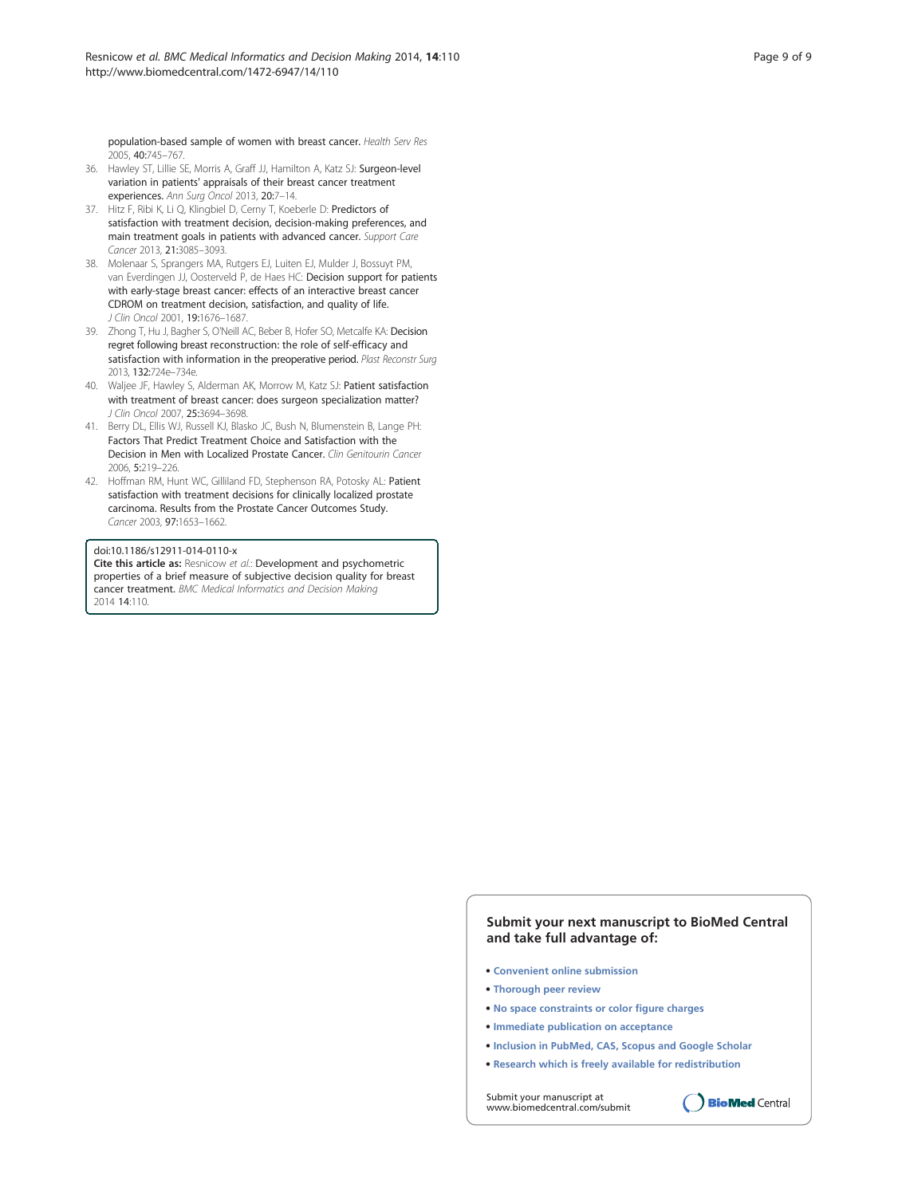population-based sample of women with breast cancer. *Health Serv Res* 2005, **40:**745–767.

36. Hawley ST, Lillie SE, Morris A, Graff JJ, Hamilton A, Katz SJ: Surgeon-level variation in patients' appraisals of their breast cancer treatment experiences. *Ann Surg Oncol* 2013, **20:**7–14.
37. Hitz F, Ribi K, Li Q, Klingbiel D, Cerny T, Koeberle D: Predictors of satisfaction with treatment decision, decision-making preferences, and main treatment goals in patients with advanced cancer. *Support Care Cancer* 2013, **21:**3085–3093.
38. Molenaar S, Sprangers MA, Rutgers EJ, Luiten EJ, Mulder J, Bossuyt PM, van Everdingen JJ, Oosterveld P, de Haes HC: Decision support for patients with early-stage breast cancer: effects of an interactive breast cancer CDROM on treatment decision, satisfaction, and quality of life. *J Clin Oncol* 2001, **19:**1676–1687.
39. Zhong T, Hu J, Bagher S, O'Neill AC, Beber B, Hofer SO, Metcalfe KA: Decision regret following breast reconstruction: the role of self-efficacy and satisfaction with information in the preoperative period. *Plast Reconstr Surg* 2013, **132:**724e–734e.
40. Waljee JF, Hawley S, Alderman AK, Morrow M, Katz SJ: Patient satisfaction with treatment of breast cancer: does surgeon specialization matter? *J Clin Oncol* 2007, **25:**3694–3698.
41. Berry DL, Ellis WJ, Russell KJ, Blasko JC, Bush N, Blumenstein B, Lange PH: Factors That Predict Treatment Choice and Satisfaction with the Decision in Men with Localized Prostate Cancer. *Clin Genitourin Cancer* 2006, **5:**219–226.
42. Hoffman RM, Hunt WC, Gilliland FD, Stephenson RA, Potosky AL: Patient satisfaction with treatment decisions for clinically localized prostate carcinoma. Results from the Prostate Cancer Outcomes Study. *Cancer* 2003, **97:**1653–1662.

doi:10.1186/s12911-014-0110-x
**Cite this article as:** Resnicow *et al.*: Development and psychometric properties of a brief measure of subjective decision quality for breast cancer treatment. *BMC Medical Informatics and Decision Making* 2014 **14**:110.

**Submit your next manuscript to BioMed Central and take full advantage of:**

- **Convenient online submission**
- **Thorough peer review**
- **No space constraints or color figure charges**
- **Immediate publication on acceptance**
- **Inclusion in PubMed, CAS, Scopus and Google Scholar**
- **Research which is freely available for redistribution**

Submit your manuscript at
www.biomedcentral.com/submit